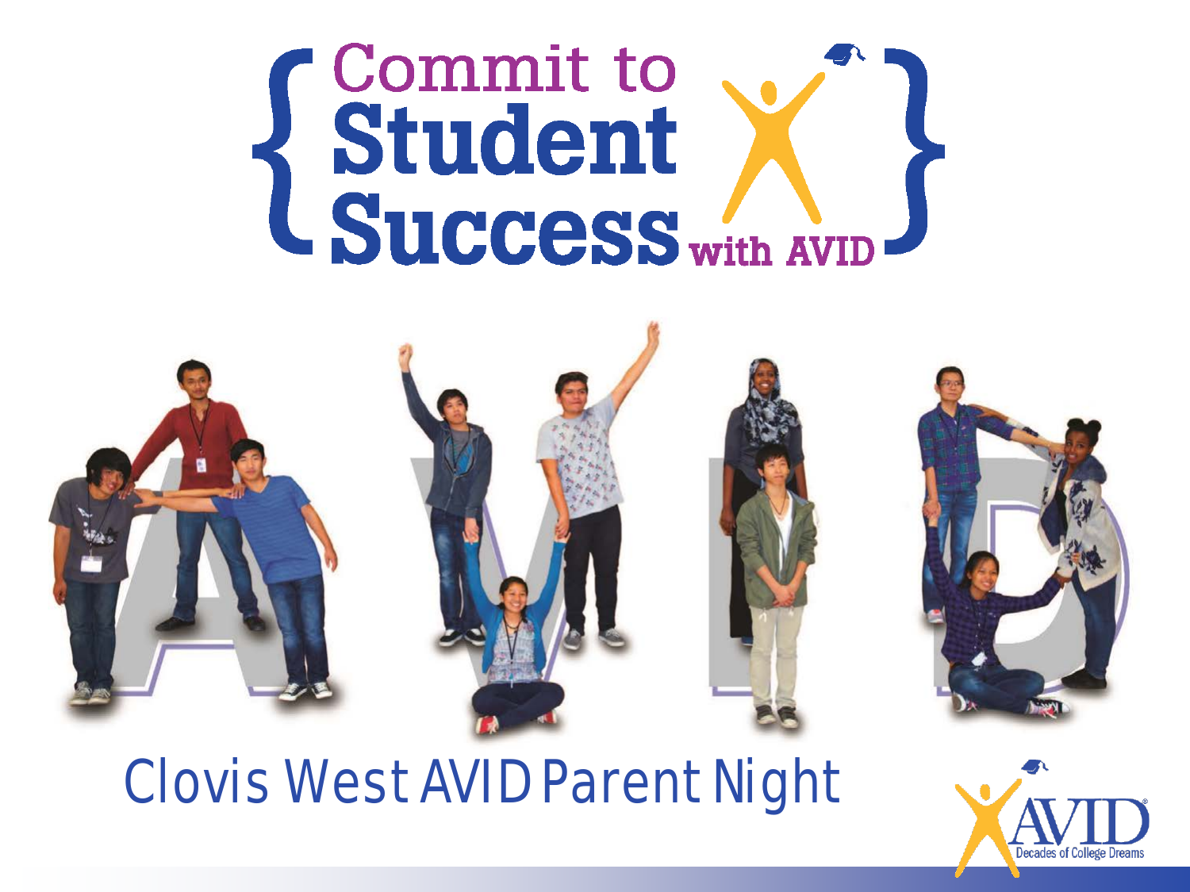# Commit to Student Success with AVID

## Clovis West AVID Parent Night

AVID®
Decades of College Dreams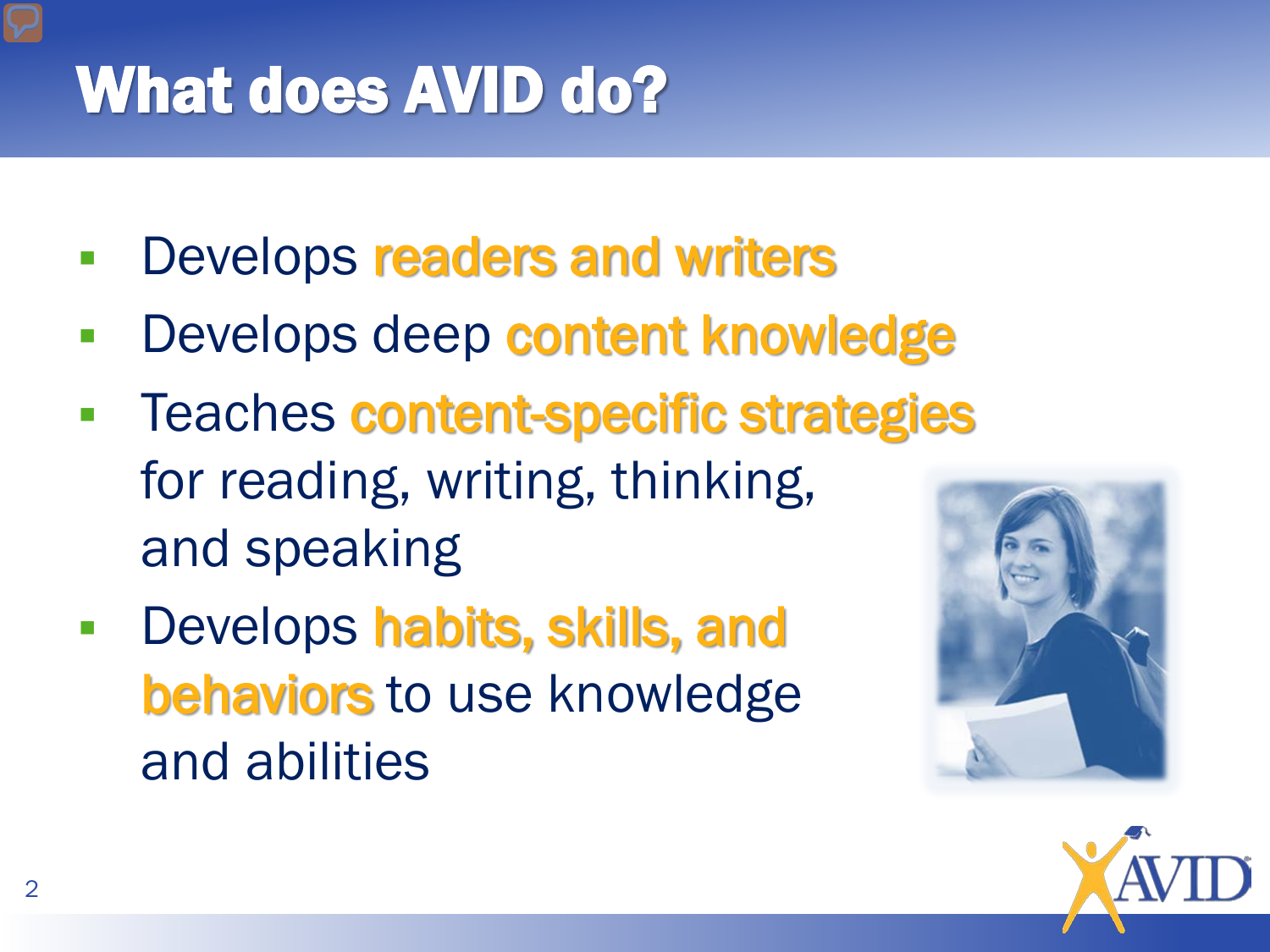# What does AVID do?

- Develops readers and writers
- Develops deep content knowledge
- Teaches content-specific strategies for reading, writing, thinking, and speaking
- Develops habits, skills, and behaviors to use knowledge and abilities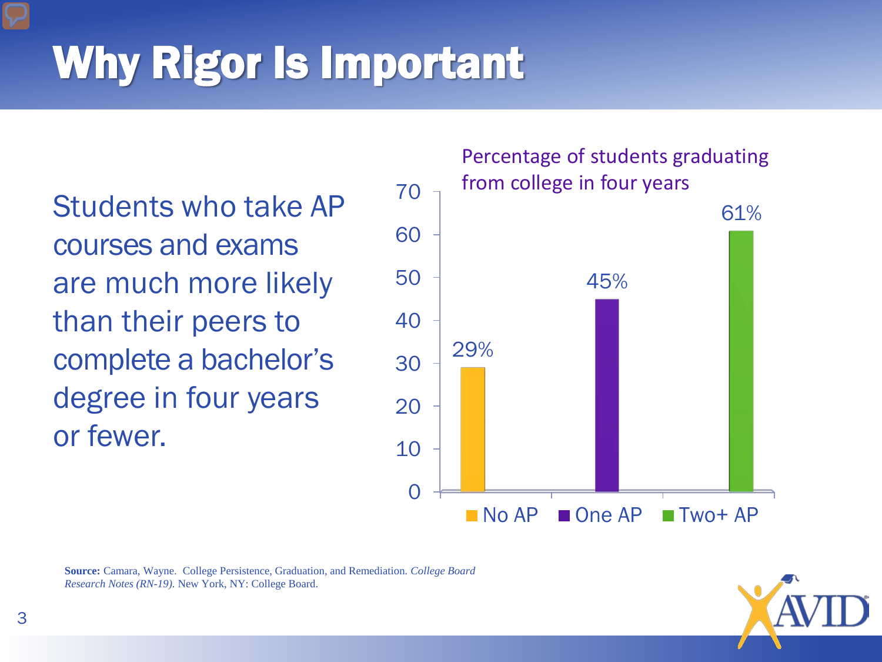# Why Rigor Is Important

Students who take AP courses and exams are much more likely than their peers to complete a bachelor's degree in four years or fewer.

Percentage of students graduating from college in four years

| | Percentage |
|---|---|
| No AP | 29% |
| One AP | 45% |
| Two+ AP | 61% |

**Source:** Camara, Wayne. College Persistence, Graduation, and Remediation. *College Board Research Notes (RN-19).* New York, NY: College Board.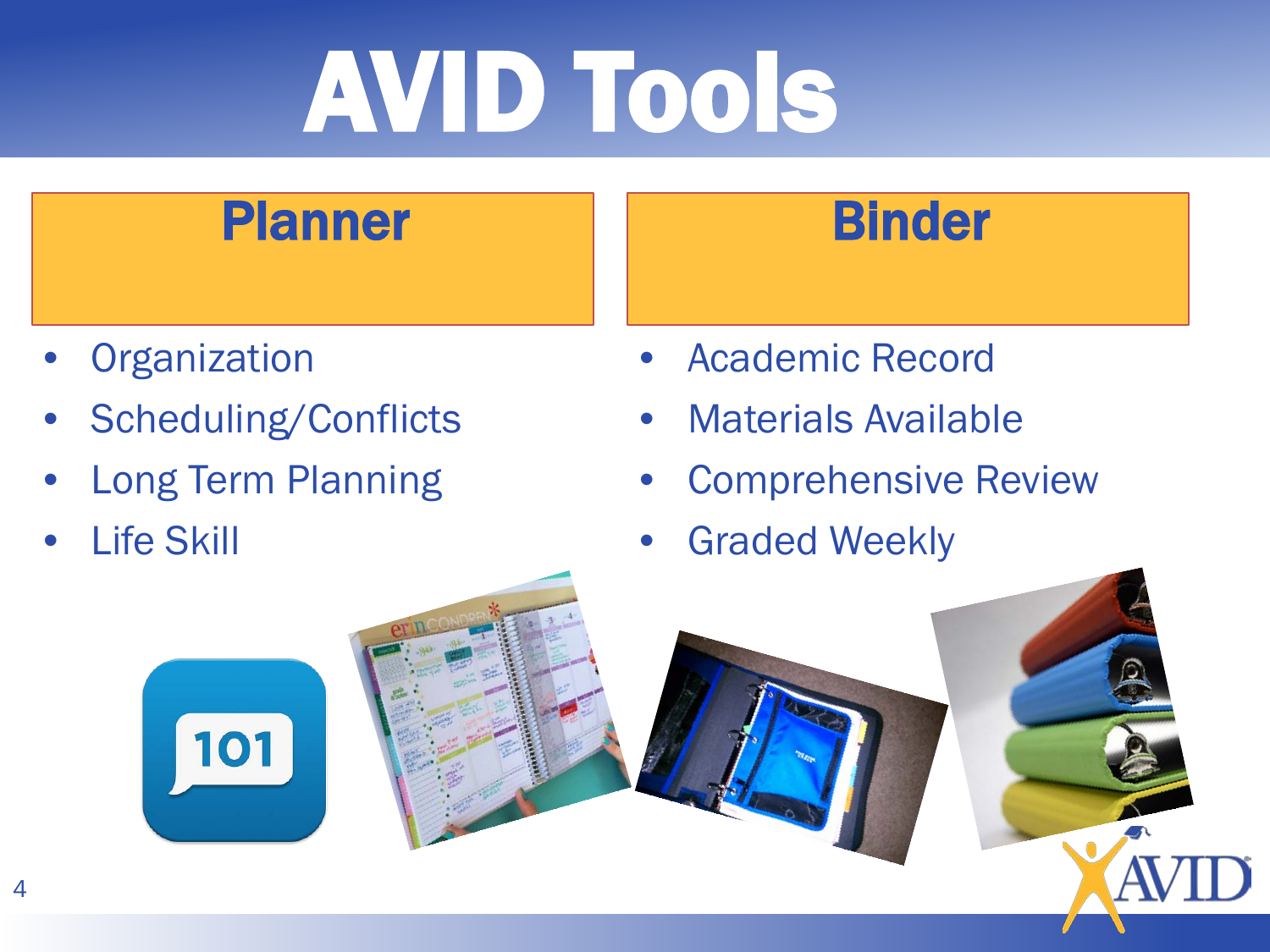# AVID Tools

## Planner

- Organization
- Scheduling/Conflicts
- Long Term Planning
- Life Skill

## Binder

- Academic Record
- Materials Available
- Comprehensive Review
- Graded Weekly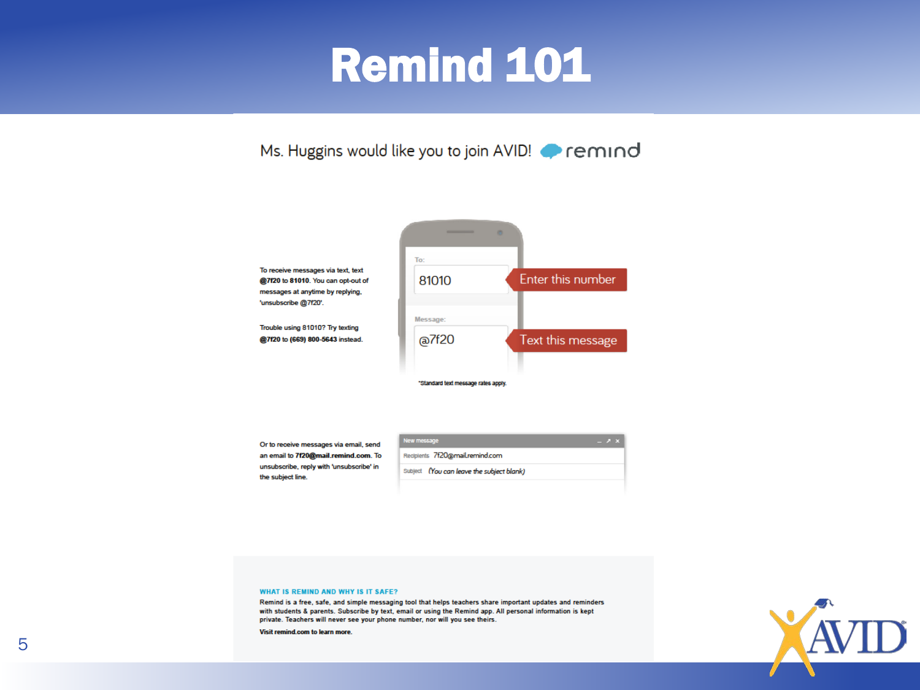# Remind 101

Ms. Huggins would like you to join AVID! remind

To receive messages via text, text **@7f20** to **81010**. You can opt-out of messages at anytime by replying, 'unsubscribe @7f20'.

Trouble using 81010? Try texting **@7f20** to **(669) 800-5643** instead.

To: 81010 — Enter this number

Message: @7f20 — Text this message

*Standard text message rates apply.

Or to receive messages via email, send an email to **7f20@mail.remind.com**. To unsubscribe, reply with 'unsubscribe' in the subject line.

New message

Recipients 7f20@mail.remind.com

Subject *(You can leave the subject blank)*

**WHAT IS REMIND AND WHY IS IT SAFE?**

Remind is a free, safe, and simple messaging tool that helps teachers share important updates and reminders with students & parents. Subscribe by text, email or using the Remind app. All personal information is kept private. Teachers will never see your phone number, nor will you see theirs.

**Visit remind.com to learn more.**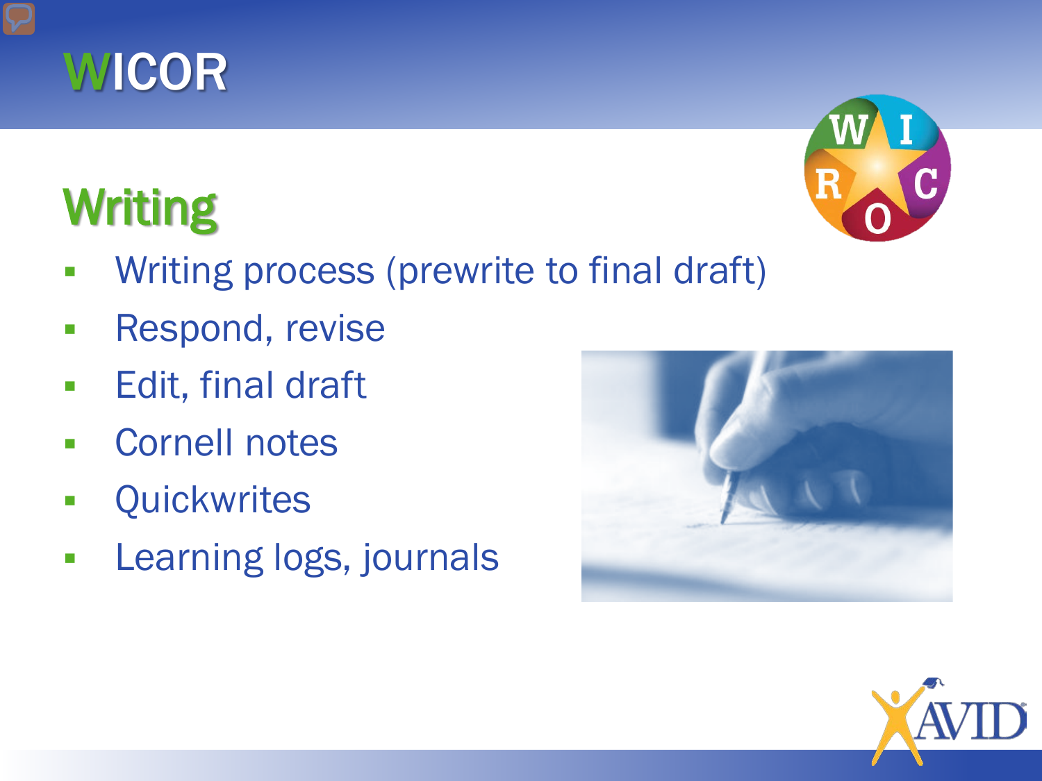# WICOR

## Writing

- Writing process (prewrite to final draft)
- Respond, revise
- Edit, final draft
- Cornell notes
- Quickwrites
- Learning logs, journals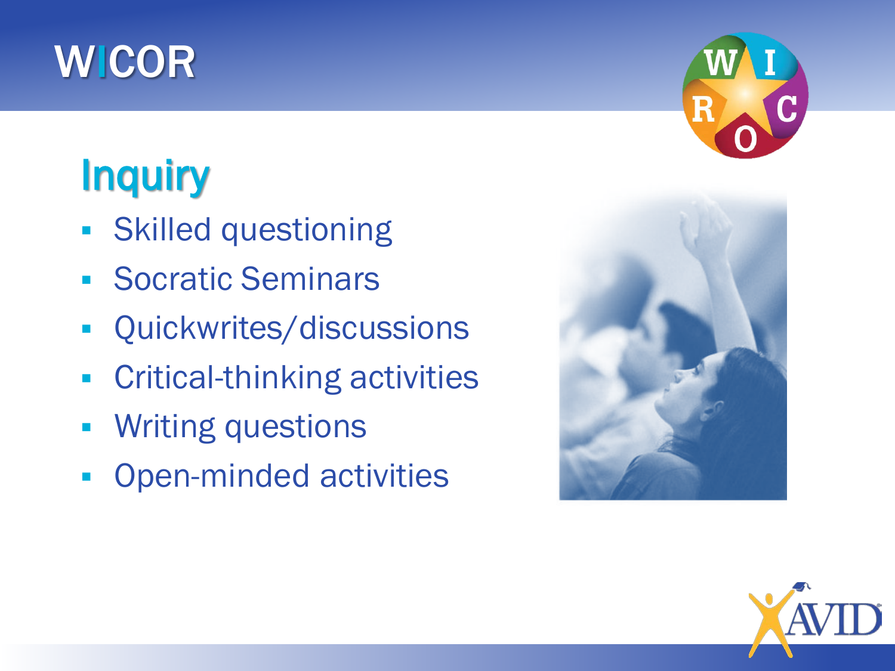# WICOR

## Inquiry

- Skilled questioning
- Socratic Seminars
- Quickwrites/discussions
- Critical-thinking activities
- Writing questions
- Open-minded activities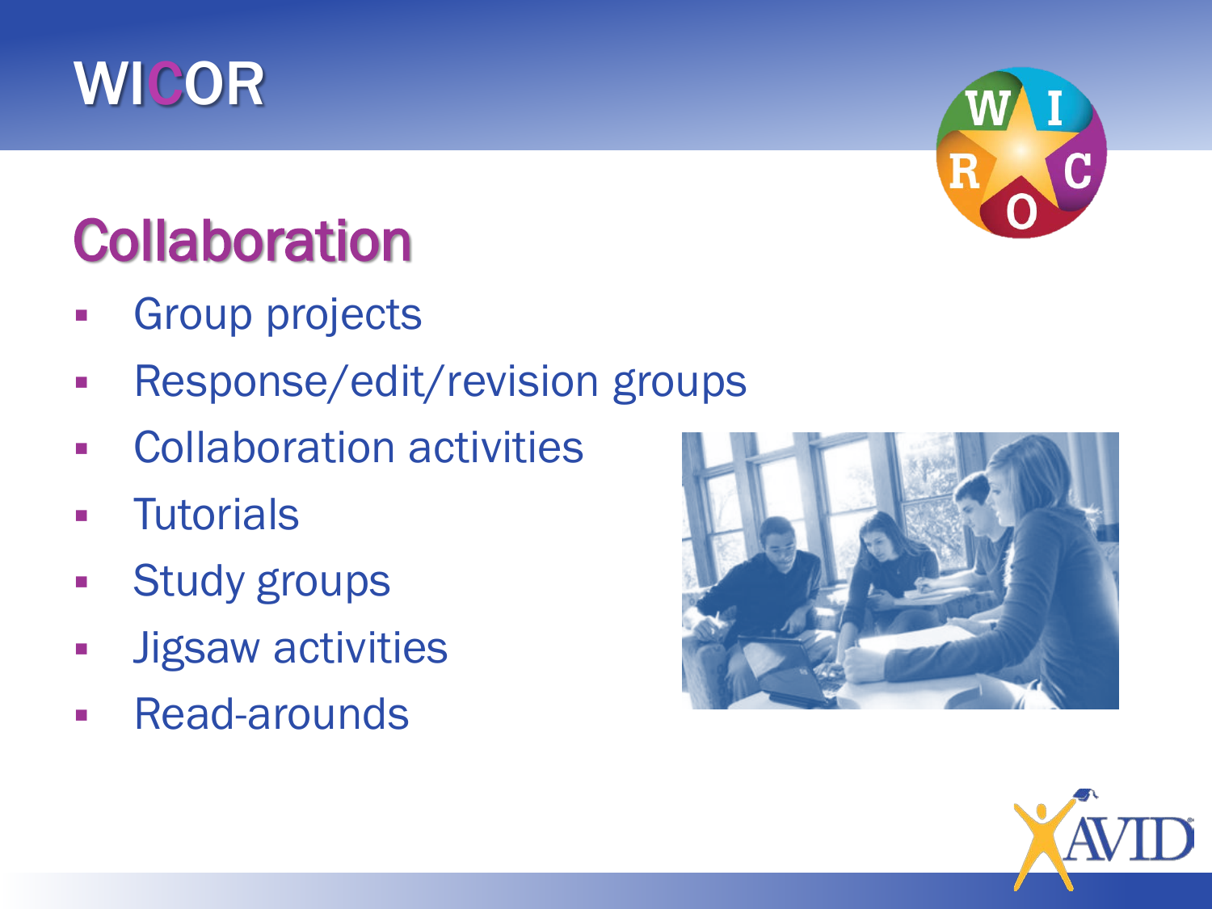# WICOR

## Collaboration

- Group projects
- Response/edit/revision groups
- Collaboration activities
- Tutorials
- Study groups
- Jigsaw activities
- Read-arounds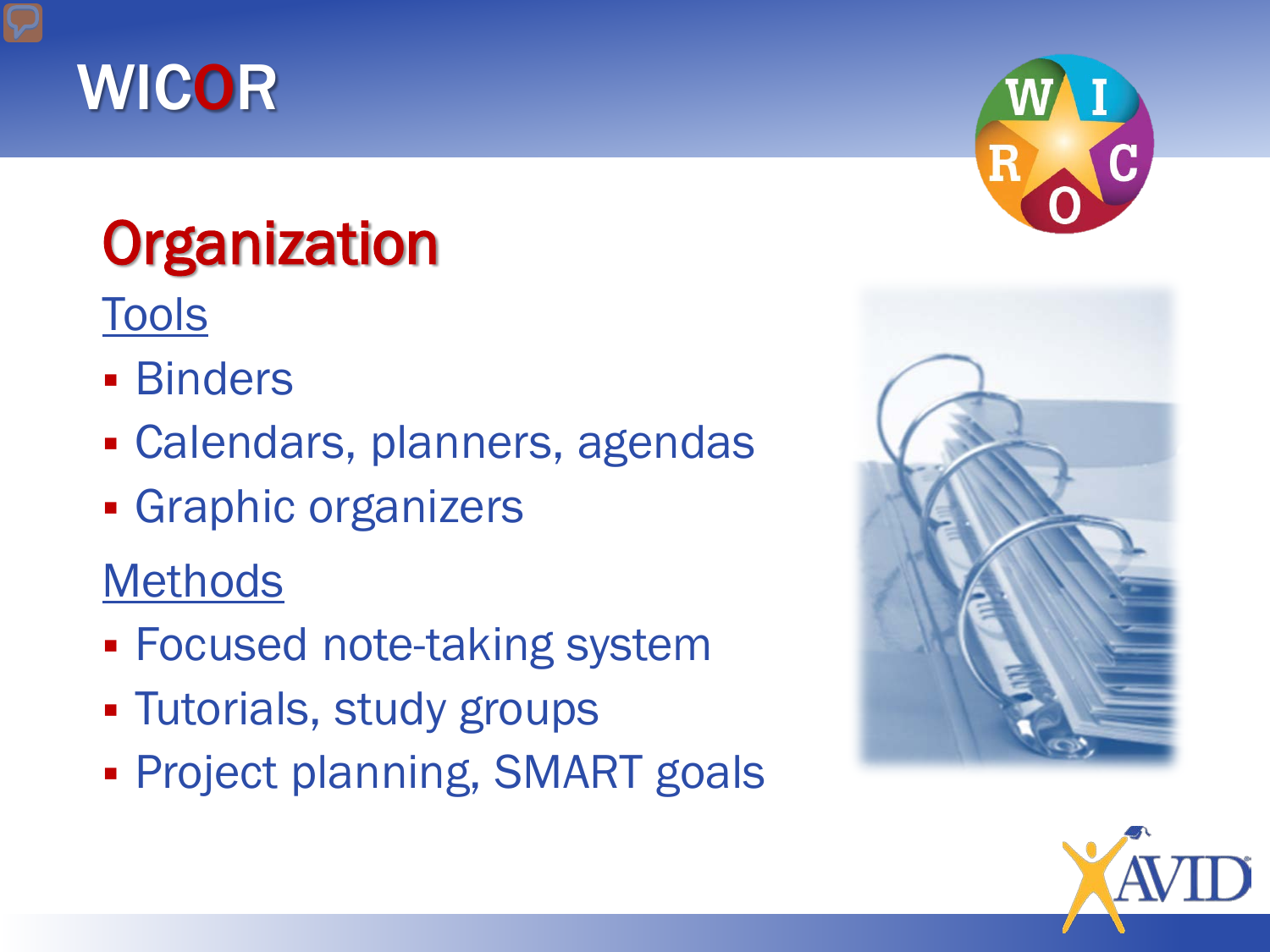# WICOR

## Organization

Tools

- Binders
- Calendars, planners, agendas
- Graphic organizers

Methods

- Focused note-taking system
- Tutorials, study groups
- Project planning, SMART goals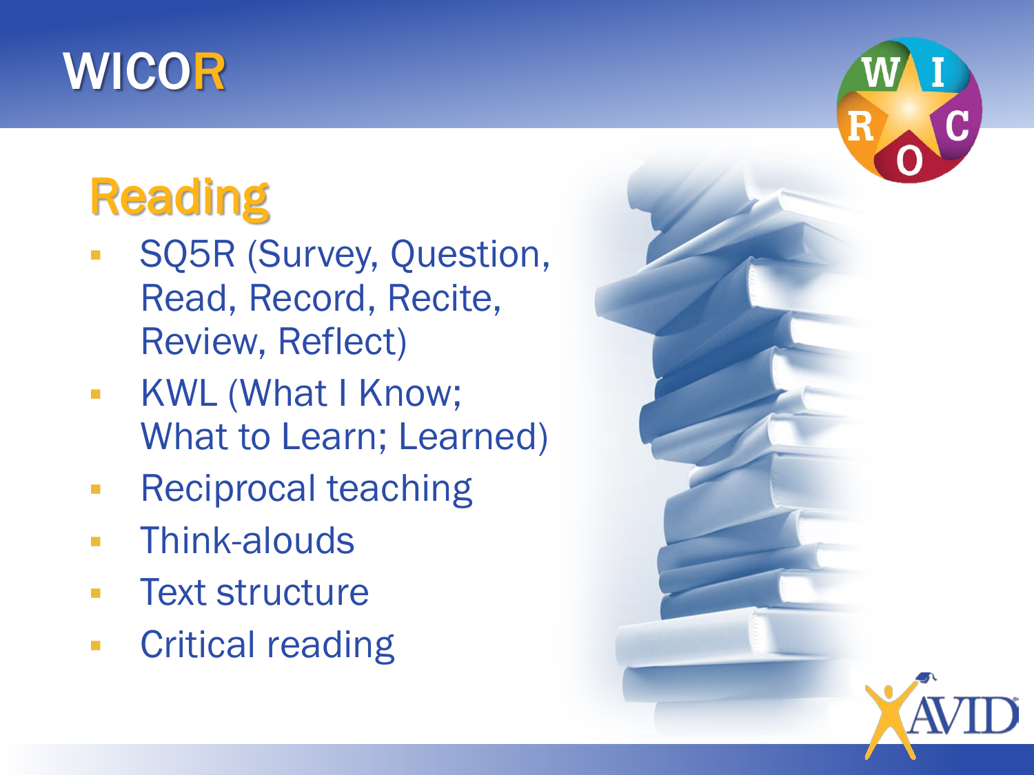# WICOR

## Reading

- SQ5R (Survey, Question, Read, Record, Recite, Review, Reflect)
- KWL (What I Know; What to Learn; Learned)
- Reciprocal teaching
- Think-alouds
- Text structure
- Critical reading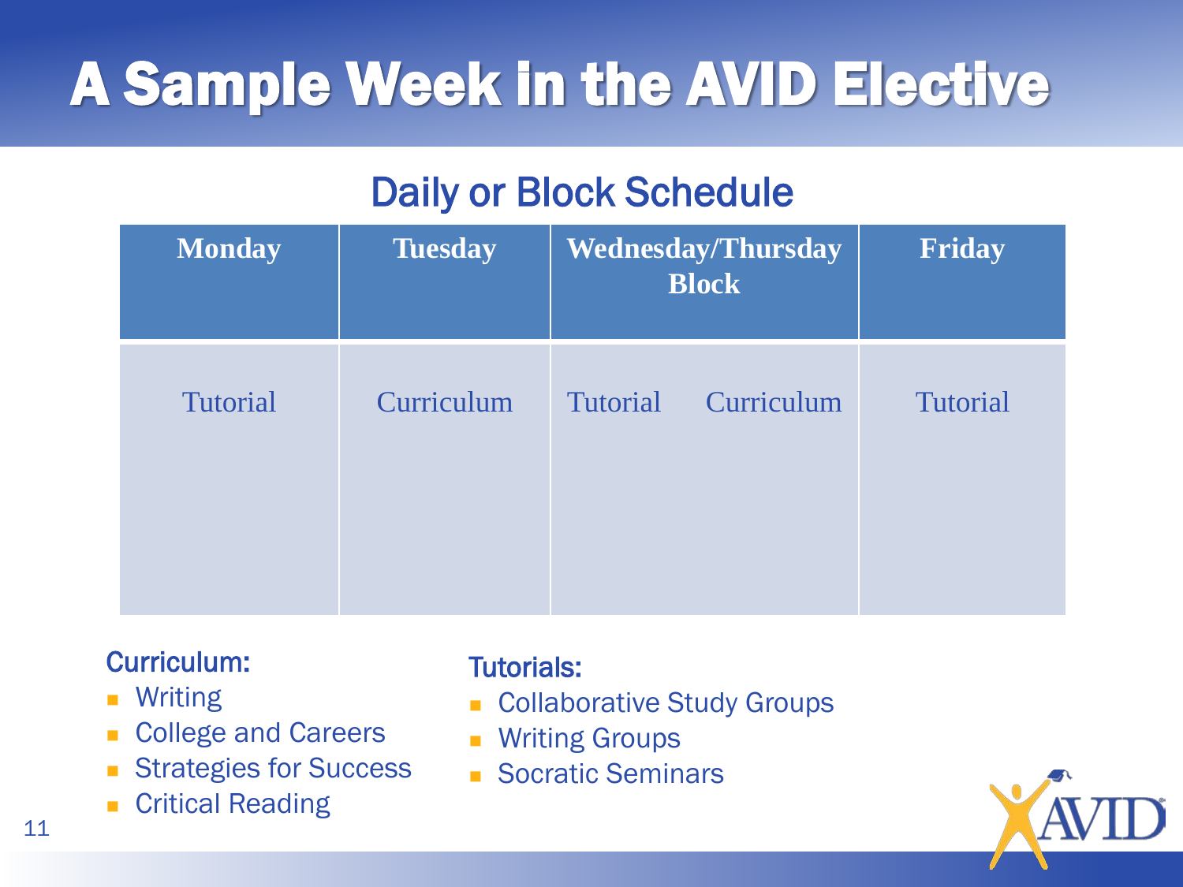# A Sample Week in the AVID Elective

## Daily or Block Schedule

| Monday | Tuesday | Wednesday/Thursday Block | | Friday |
|---|---|---|---|---|
| Tutorial | Curriculum | Tutorial | Curriculum | Tutorial |

**Curriculum:**

- Writing
- College and Careers
- Strategies for Success
- Critical Reading

**Tutorials:**

- Collaborative Study Groups
- Writing Groups
- Socratic Seminars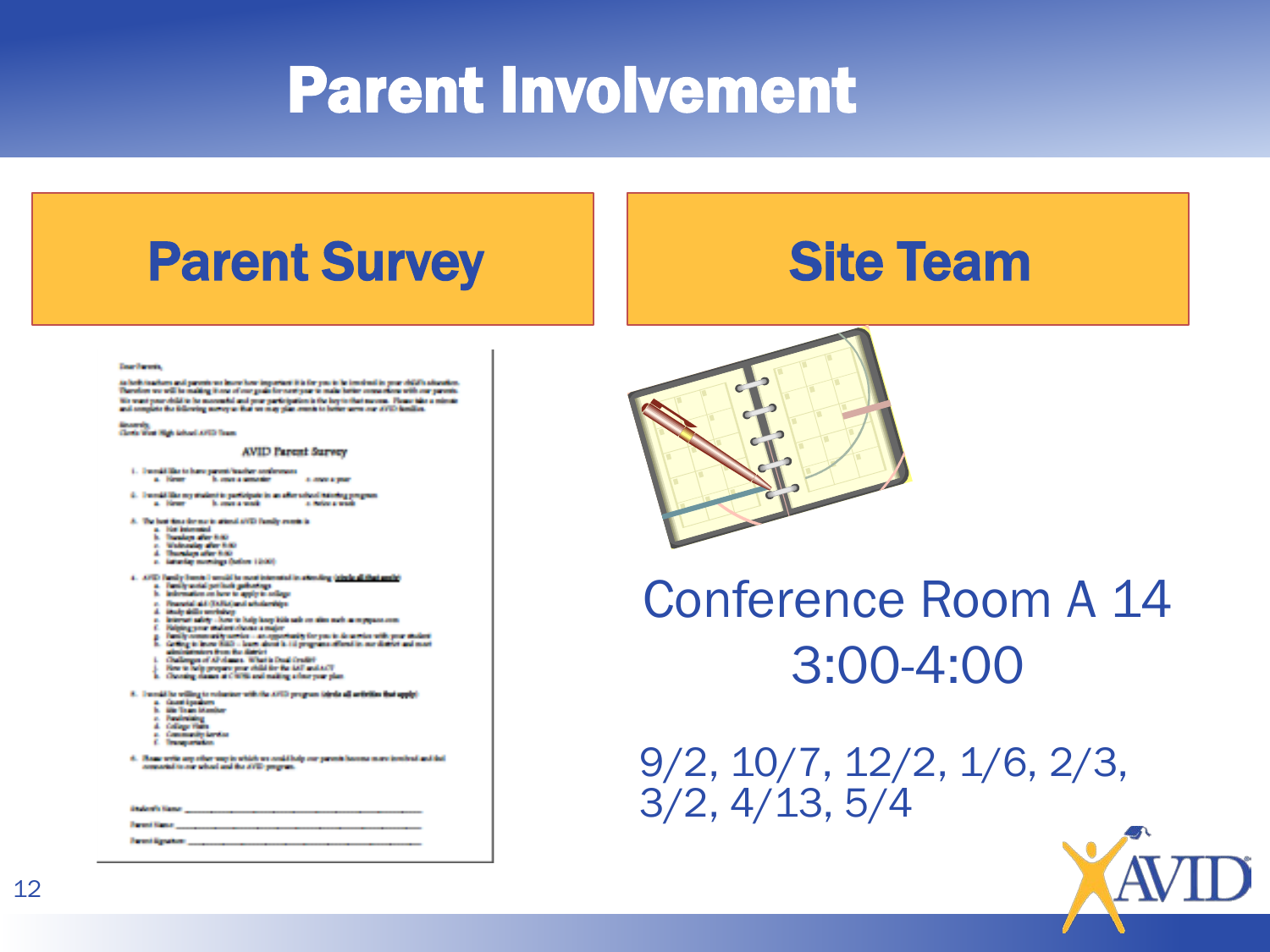# Parent Involvement

## Parent Survey

## Site Team

Conference Room A 14
3:00-4:00

9/2, 10/7, 12/2, 1/6, 2/3, 3/2, 4/13, 5/4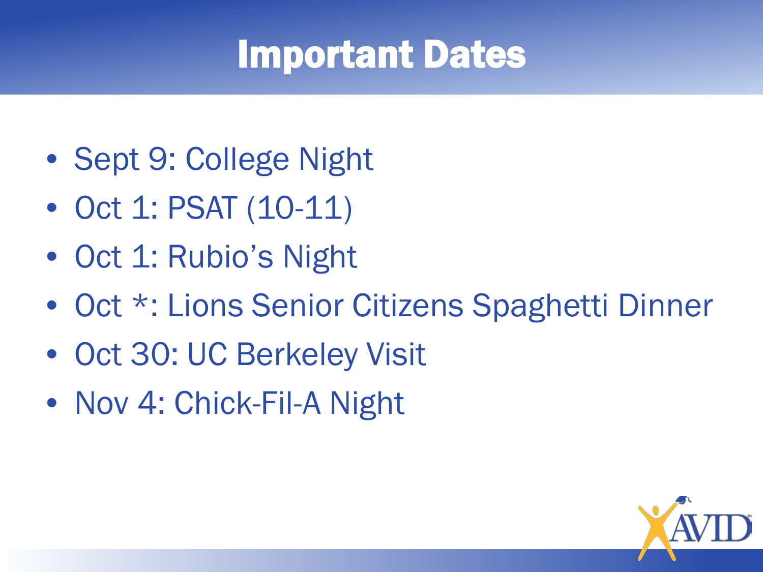# Important Dates

- Sept 9: College Night
- Oct 1: PSAT (10-11)
- Oct 1: Rubio's Night
- Oct *: Lions Senior Citizens Spaghetti Dinner
- Oct 30: UC Berkeley Visit
- Nov 4: Chick-Fil-A Night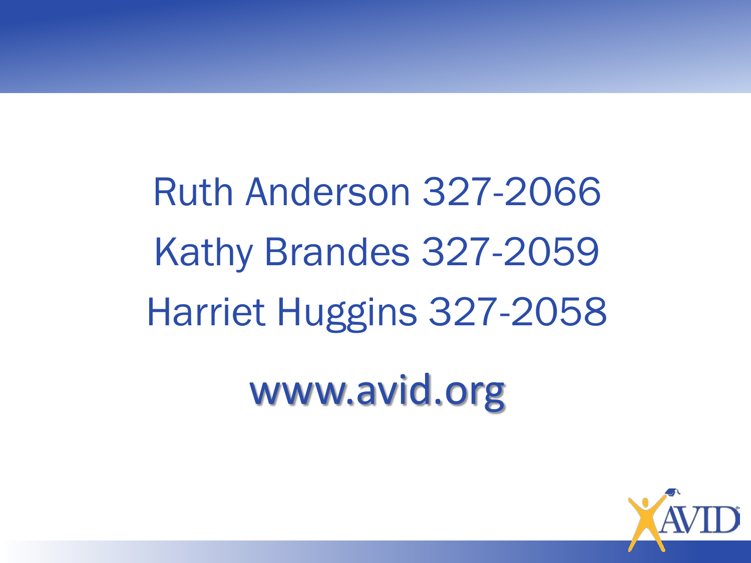Ruth Anderson 327-2066

Kathy Brandes 327-2059

Harriet Huggins 327-2058

www.avid.org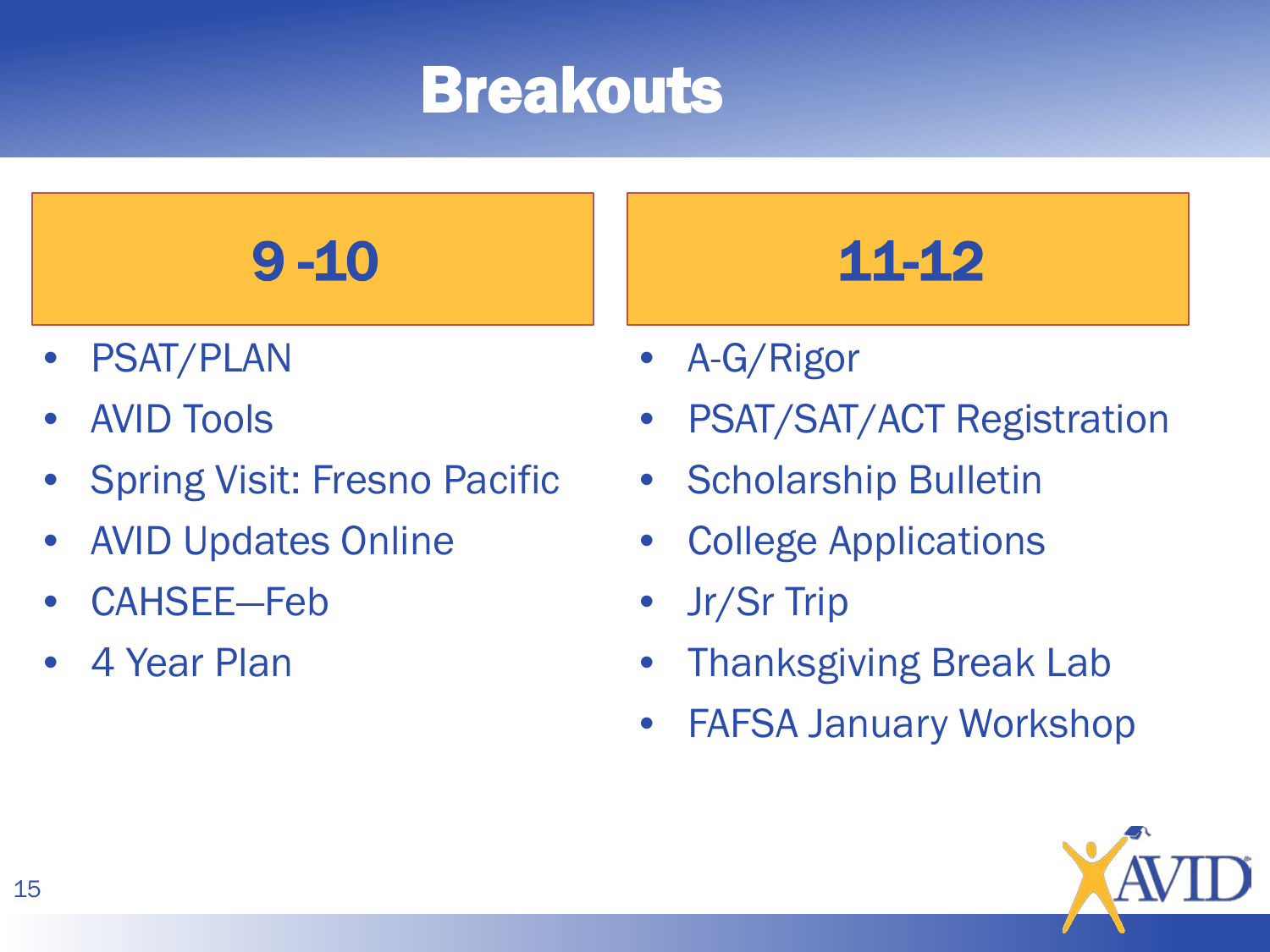# Breakouts

## 9 -10

- PSAT/PLAN
- AVID Tools
- Spring Visit: Fresno Pacific
- AVID Updates Online
- CAHSEE—Feb
- 4 Year Plan

## 11-12

- A-G/Rigor
- PSAT/SAT/ACT Registration
- Scholarship Bulletin
- College Applications
- Jr/Sr Trip
- Thanksgiving Break Lab
- FAFSA January Workshop